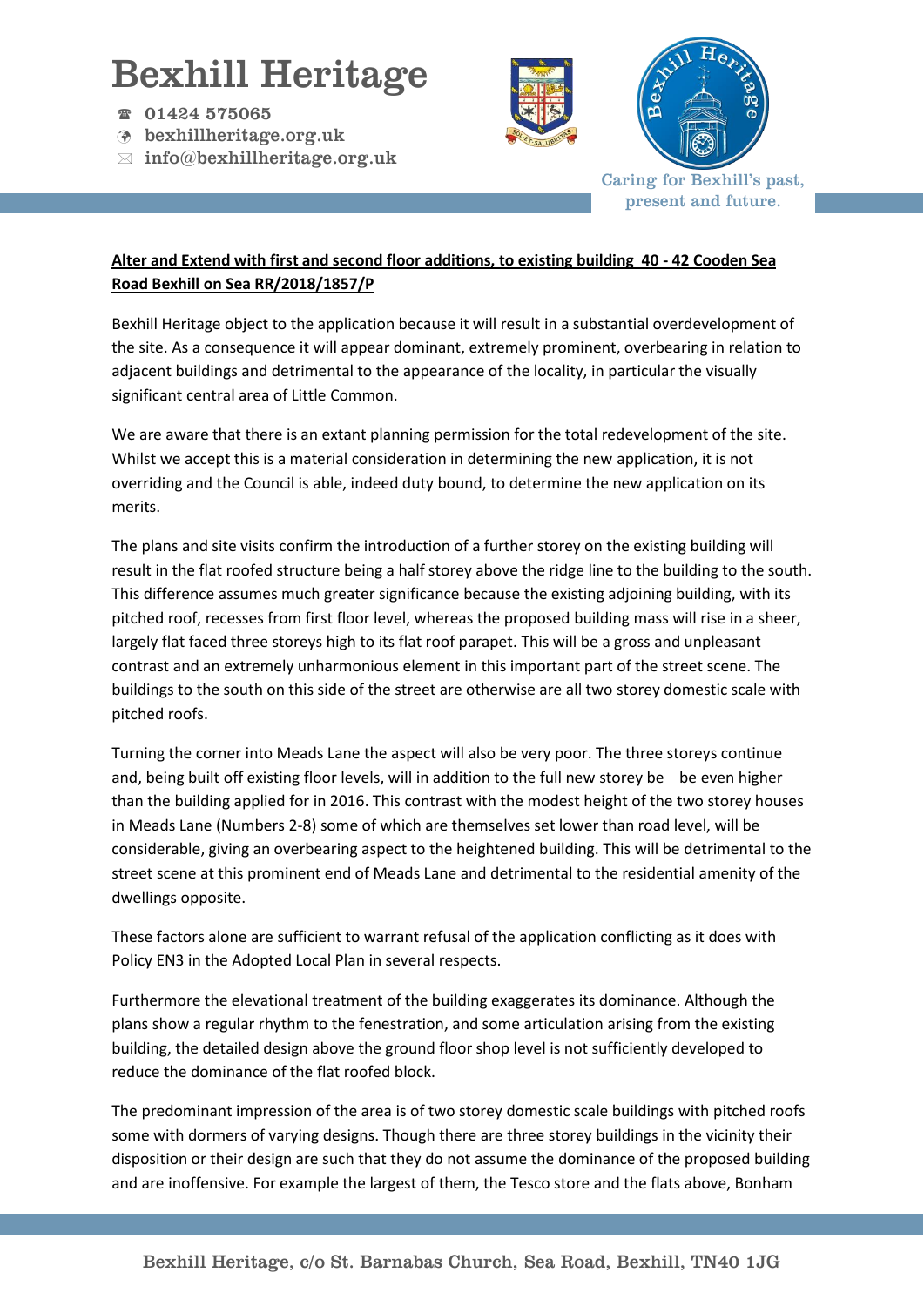# Bexhill Heritage

☎ 01424 575065
bexhillheritage.org.uk
✉ info@bexhillheritage.org.uk

Caring for Bexhill's past, present and future.

**<u>Alter and Extend with first and second floor additions, to existing building 40 - 42 Cooden Sea Road Bexhill on Sea RR/2018/1857/P</u>**

Bexhill Heritage object to the application because it will result in a substantial overdevelopment of the site. As a consequence it will appear dominant, extremely prominent, overbearing in relation to adjacent buildings and detrimental to the appearance of the locality, in particular the visually significant central area of Little Common.

We are aware that there is an extant planning permission for the total redevelopment of the site. Whilst we accept this is a material consideration in determining the new application, it is not overriding and the Council is able, indeed duty bound, to determine the new application on its merits.

The plans and site visits confirm the introduction of a further storey on the existing building will result in the flat roofed structure being a half storey above the ridge line to the building to the south. This difference assumes much greater significance because the existing adjoining building, with its pitched roof, recesses from first floor level, whereas the proposed building mass will rise in a sheer, largely flat faced three storeys high to its flat roof parapet. This will be a gross and unpleasant contrast and an extremely unharmonious element in this important part of the street scene. The buildings to the south on this side of the street are otherwise are all two storey domestic scale with pitched roofs.

Turning the corner into Meads Lane the aspect will also be very poor. The three storeys continue and, being built off existing floor levels, will in addition to the full new storey be be even higher than the building applied for in 2016. This contrast with the modest height of the two storey houses in Meads Lane (Numbers 2-8) some of which are themselves set lower than road level, will be considerable, giving an overbearing aspect to the heightened building. This will be detrimental to the street scene at this prominent end of Meads Lane and detrimental to the residential amenity of the dwellings opposite.

These factors alone are sufficient to warrant refusal of the application conflicting as it does with Policy EN3 in the Adopted Local Plan in several respects.

Furthermore the elevational treatment of the building exaggerates its dominance. Although the plans show a regular rhythm to the fenestration, and some articulation arising from the existing building, the detailed design above the ground floor shop level is not sufficiently developed to reduce the dominance of the flat roofed block.

The predominant impression of the area is of two storey domestic scale buildings with pitched roofs some with dormers of varying designs. Though there are three storey buildings in the vicinity their disposition or their design are such that they do not assume the dominance of the proposed building and are inoffensive. For example the largest of them, the Tesco store and the flats above, Bonham

Bexhill Heritage, c/o St. Barnabas Church, Sea Road, Bexhill, TN40 1JG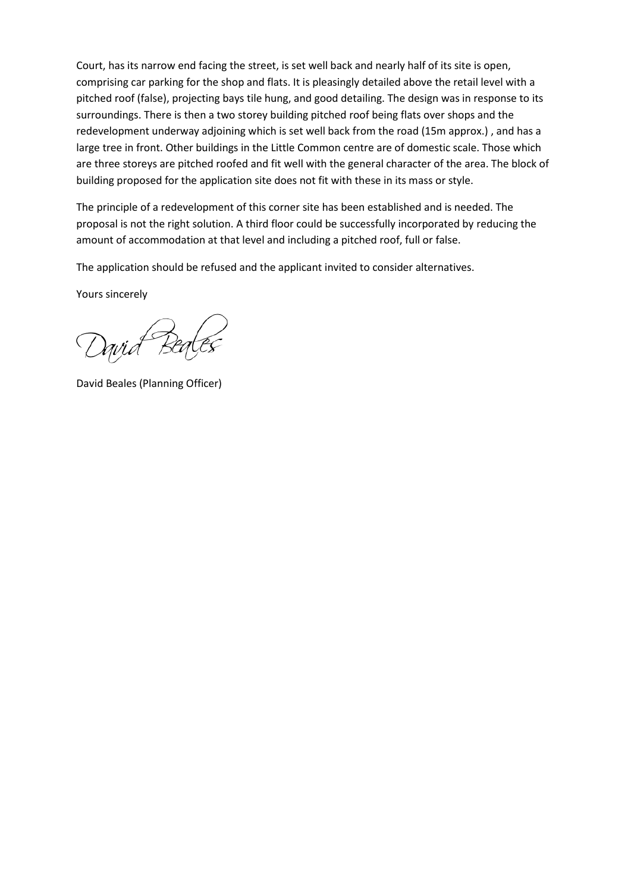Court, has its narrow end facing the street, is set well back and nearly half of its site is open, comprising car parking for the shop and flats. It is pleasingly detailed above the retail level with a pitched roof (false), projecting bays tile hung, and good detailing. The design was in response to its surroundings. There is then a two storey building pitched roof being flats over shops and the redevelopment underway adjoining which is set well back from the road (15m approx.) , and has a large tree in front. Other buildings in the Little Common centre are of domestic scale. Those which are three storeys are pitched roofed and fit well with the general character of the area. The block of building proposed for the application site does not fit with these in its mass or style.

The principle of a redevelopment of this corner site has been established and is needed. The proposal is not the right solution. A third floor could be successfully incorporated by reducing the amount of accommodation at that level and including a pitched roof, full or false.

The application should be refused and the applicant invited to consider alternatives.

Yours sincerely

David Beales

David Beales (Planning Officer)